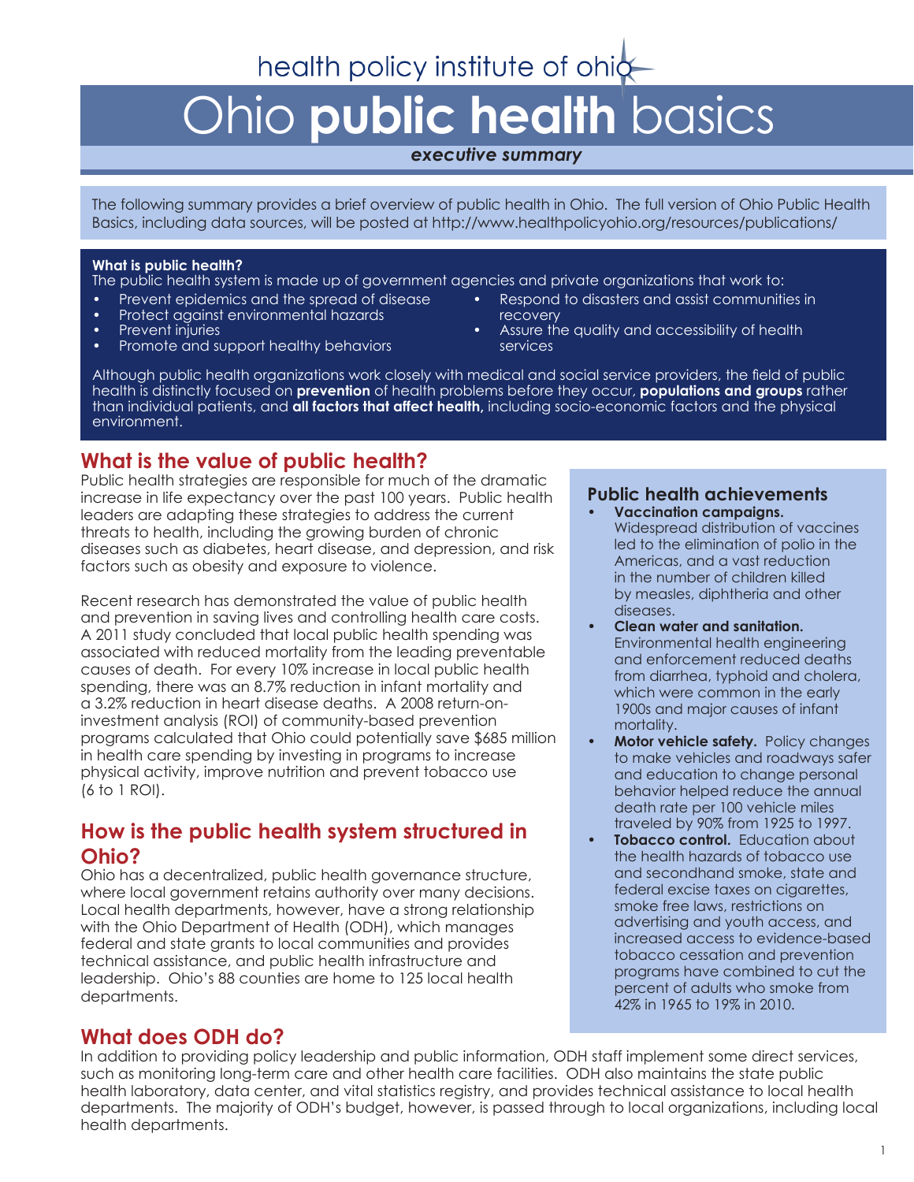health policy institute of ohio

# Ohio **public health** basics

***executive summary***

The following summary provides a brief overview of public health in Ohio. The full version of Ohio Public Health Basics, including data sources, will be posted at http://www.healthpolicyohio.org/resources/publications/

**What is public health?**

The public health system is made up of government agencies and private organizations that work to:

- Prevent epidemics and the spread of disease
- Protect against environmental hazards
- Prevent injuries
- Promote and support healthy behaviors
- Respond to disasters and assist communities in recovery
- Assure the quality and accessibility of health services

Although public health organizations work closely with medical and social service providers, the field of public health is distinctly focused on **prevention** of health problems before they occur, **populations and groups** rather than individual patients, and **all factors that affect health,** including socio-economic factors and the physical environment.

## What is the value of public health?

Public health strategies are responsible for much of the dramatic increase in life expectancy over the past 100 years. Public health leaders are adapting these strategies to address the current threats to health, including the growing burden of chronic diseases such as diabetes, heart disease, and depression, and risk factors such as obesity and exposure to violence.

Recent research has demonstrated the value of public health and prevention in saving lives and controlling health care costs. A 2011 study concluded that local public health spending was associated with reduced mortality from the leading preventable causes of death. For every 10% increase in local public health spending, there was an 8.7% reduction in infant mortality and a 3.2% reduction in heart disease deaths. A 2008 return-on-investment analysis (ROI) of community-based prevention programs calculated that Ohio could potentially save $685 million in health care spending by investing in programs to increase physical activity, improve nutrition and prevent tobacco use (6 to 1 ROI).

### Public health achievements

- **Vaccination campaigns.** Widespread distribution of vaccines led to the elimination of polio in the Americas, and a vast reduction in the number of children killed by measles, diphtheria and other diseases.
- **Clean water and sanitation.** Environmental health engineering and enforcement reduced deaths from diarrhea, typhoid and cholera, which were common in the early 1900s and major causes of infant mortality.
- **Motor vehicle safety.** Policy changes to make vehicles and roadways safer and education to change personal behavior helped reduce the annual death rate per 100 vehicle miles traveled by 90% from 1925 to 1997.
- **Tobacco control.** Education about the health hazards of tobacco use and secondhand smoke, state and federal excise taxes on cigarettes, smoke free laws, restrictions on advertising and youth access, and increased access to evidence-based tobacco cessation and prevention programs have combined to cut the percent of adults who smoke from 42% in 1965 to 19% in 2010.

## How is the public health system structured in Ohio?

Ohio has a decentralized, public health governance structure, where local government retains authority over many decisions. Local health departments, however, have a strong relationship with the Ohio Department of Health (ODH), which manages federal and state grants to local communities and provides technical assistance, and public health infrastructure and leadership. Ohio's 88 counties are home to 125 local health departments.

## What does ODH do?

In addition to providing policy leadership and public information, ODH staff implement some direct services, such as monitoring long-term care and other health care facilities. ODH also maintains the state public health laboratory, data center, and vital statistics registry, and provides technical assistance to local health departments. The majority of ODH's budget, however, is passed through to local organizations, including local health departments.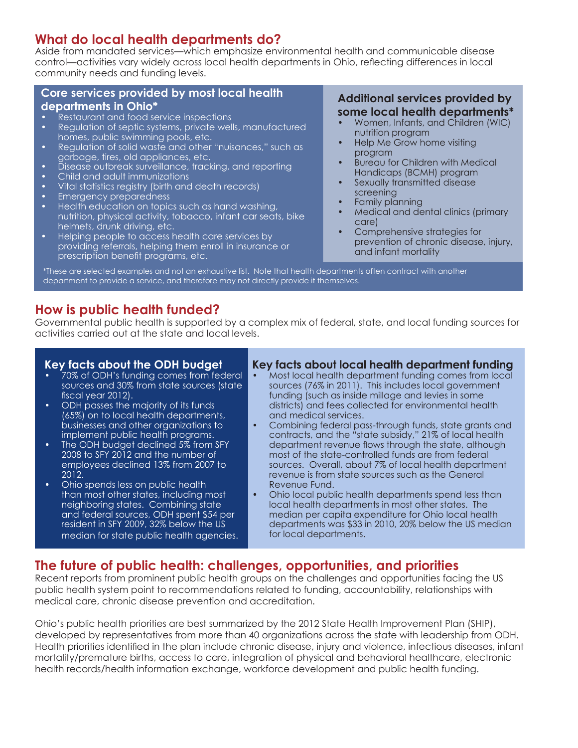## What do local health departments do?

Aside from mandated services—which emphasize environmental health and communicable disease control—activities vary widely across local health departments in Ohio, reflecting differences in local community needs and funding levels.

### Core services provided by most local health departments in Ohio*

- Restaurant and food service inspections
- Regulation of septic systems, private wells, manufactured homes, public swimming pools, etc.
- Regulation of solid waste and other "nuisances," such as garbage, tires, old appliances, etc.
- Disease outbreak surveillance, tracking, and reporting
- Child and adult immunizations
- Vital statistics registry (birth and death records)
- Emergency preparedness
- Health education on topics such as hand washing, nutrition, physical activity, tobacco, infant car seats, bike helmets, drunk driving, etc.
- Helping people to access health care services by providing referrals, helping them enroll in insurance or prescription benefit programs, etc.

### Additional services provided by some local health departments*

- Women, Infants, and Children (WIC) nutrition program
- Help Me Grow home visiting program
- Bureau for Children with Medical Handicaps (BCMH) program
- Sexually transmitted disease screening
- Family planning
- Medical and dental clinics (primary care)
- Comprehensive strategies for prevention of chronic disease, injury, and infant mortality

*These are selected examples and not an exhaustive list. Note that health departments often contract with another department to provide a service, and therefore may not directly provide it themselves.

## How is public health funded?

Governmental public health is supported by a complex mix of federal, state, and local funding sources for activities carried out at the state and local levels.

### Key facts about the ODH budget

- 70% of ODH's funding comes from federal sources and 30% from state sources (state fiscal year 2012).
- ODH passes the majority of its funds (65%) on to local health departments, businesses and other organizations to implement public health programs.
- The ODH budget declined 5% from SFY 2008 to SFY 2012 and the number of employees declined 13% from 2007 to 2012.
- Ohio spends less on public health than most other states, including most neighboring states. Combining state and federal sources, ODH spent $54 per resident in SFY 2009, 32% below the US median for state public health agencies.

### Key facts about local health department funding

- Most local health department funding comes from local sources (76% in 2011). This includes local government funding (such as inside millage and levies in some districts) and fees collected for environmental health and medical services.
- Combining federal pass-through funds, state grants and contracts, and the "state subsidy," 21% of local health department revenue flows through the state, although most of the state-controlled funds are from federal sources. Overall, about 7% of local health department revenue is from state sources such as the General Revenue Fund.
- Ohio local public health departments spend less than local health departments in most other states. The median per capita expenditure for Ohio local health departments was $33 in 2010, 20% below the US median for local departments.

## The future of public health: challenges, opportunities, and priorities

Recent reports from prominent public health groups on the challenges and opportunities facing the US public health system point to recommendations related to funding, accountability, relationships with medical care, chronic disease prevention and accreditation.

Ohio's public health priorities are best summarized by the 2012 State Health Improvement Plan (SHIP), developed by representatives from more than 40 organizations across the state with leadership from ODH. Health priorities identified in the plan include chronic disease, injury and violence, infectious diseases, infant mortality/premature births, access to care, integration of physical and behavioral healthcare, electronic health records/health information exchange, workforce development and public health funding.